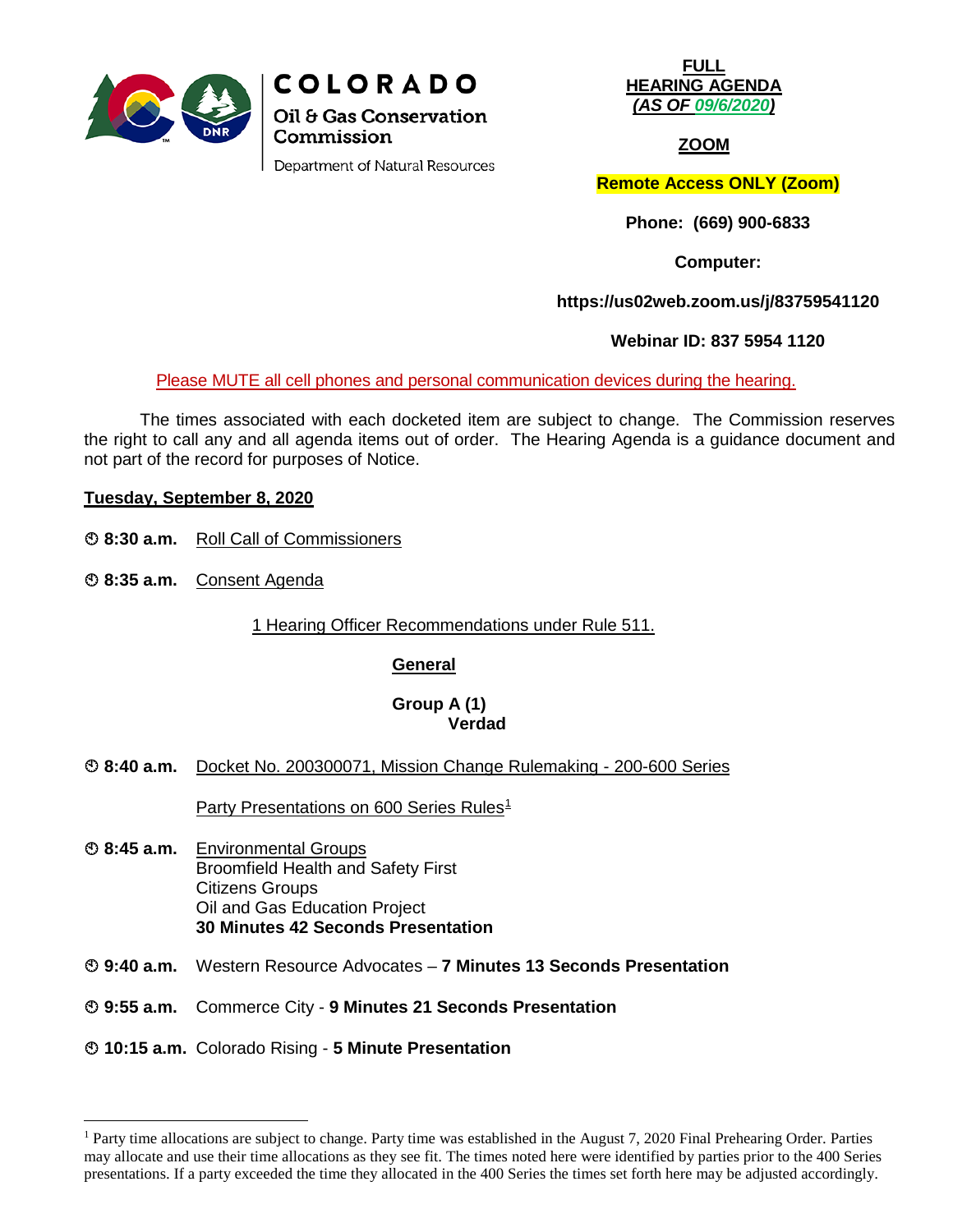**COLORADO**
**Oil & Gas Conservation Commission**
Department of Natural Resources

**FULL HEARING AGENDA**
***(AS OF 09/6/2020)***

**ZOOM**

**Remote Access ONLY (Zoom)**

**Phone: (669) 900-6833**

**Computer:**

**https://us02web.zoom.us/j/83759541120**

**Webinar ID: 837 5954 1120**

Please MUTE all cell phones and personal communication devices during the hearing.

The times associated with each docketed item are subject to change. The Commission reserves the right to call any and all agenda items out of order. The Hearing Agenda is a guidance document and not part of the record for purposes of Notice.

**Tuesday, September 8, 2020**

**8:30 a.m.** Roll Call of Commissioners

**8:35 a.m.** Consent Agenda

1 Hearing Officer Recommendations under Rule 511.

**General**

**Group A (1)**
**Verdad**

**8:40 a.m.** Docket No. 200300071, Mission Change Rulemaking - 200-600 Series

Party Presentations on 600 Series Rules[1]

**8:45 a.m.** Environmental Groups
Broomfield Health and Safety First
Citizens Groups
Oil and Gas Education Project
**30 Minutes 42 Seconds Presentation**

**9:40 a.m.** Western Resource Advocates – **7 Minutes 13 Seconds Presentation**

**9:55 a.m.** Commerce City - **9 Minutes 21 Seconds Presentation**

**10:15 a.m.** Colorado Rising - **5 Minute Presentation**

---

[1] Party time allocations are subject to change. Party time was established in the August 7, 2020 Final Prehearing Order. Parties may allocate and use their time allocations as they see fit. The times noted here were identified by parties prior to the 400 Series presentations. If a party exceeded the time they allocated in the 400 Series the times set forth here may be adjusted accordingly.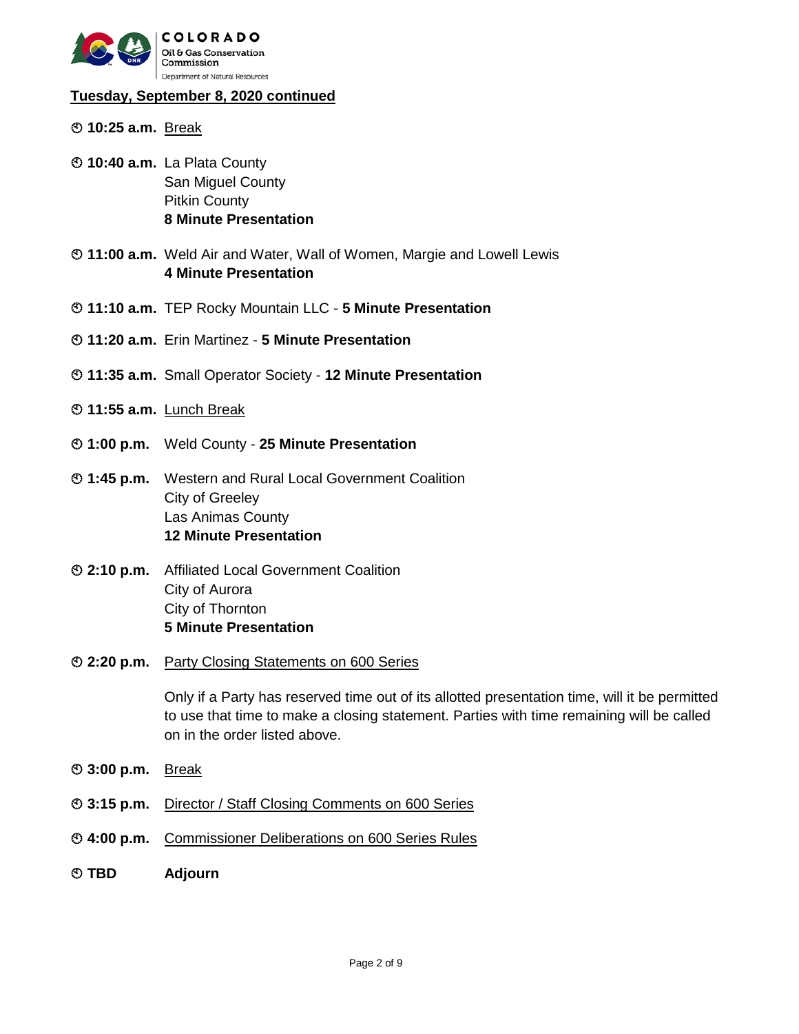**Tuesday, September 8, 2020 continued**

⏱ **10:25 a.m.** Break

⏱ **10:40 a.m.** La Plata County
San Miguel County
Pitkin County
**8 Minute Presentation**

⏱ **11:00 a.m.** Weld Air and Water, Wall of Women, Margie and Lowell Lewis
**4 Minute Presentation**

⏱ **11:10 a.m.** TEP Rocky Mountain LLC - **5 Minute Presentation**

⏱ **11:20 a.m.** Erin Martinez - **5 Minute Presentation**

⏱ **11:35 a.m.** Small Operator Society - **12 Minute Presentation**

⏱ **11:55 a.m.** Lunch Break

⏱ **1:00 p.m.** Weld County - **25 Minute Presentation**

⏱ **1:45 p.m.** Western and Rural Local Government Coalition
City of Greeley
Las Animas County
**12 Minute Presentation**

⏱ **2:10 p.m.** Affiliated Local Government Coalition
City of Aurora
City of Thornton
**5 Minute Presentation**

⏱ **2:20 p.m.** Party Closing Statements on 600 Series

Only if a Party has reserved time out of its allotted presentation time, will it be permitted to use that time to make a closing statement. Parties with time remaining will be called on in the order listed above.

⏱ **3:00 p.m.** Break

⏱ **3:15 p.m.** Director / Staff Closing Comments on 600 Series

⏱ **4:00 p.m.** Commissioner Deliberations on 600 Series Rules

⏱ **TBD** **Adjourn**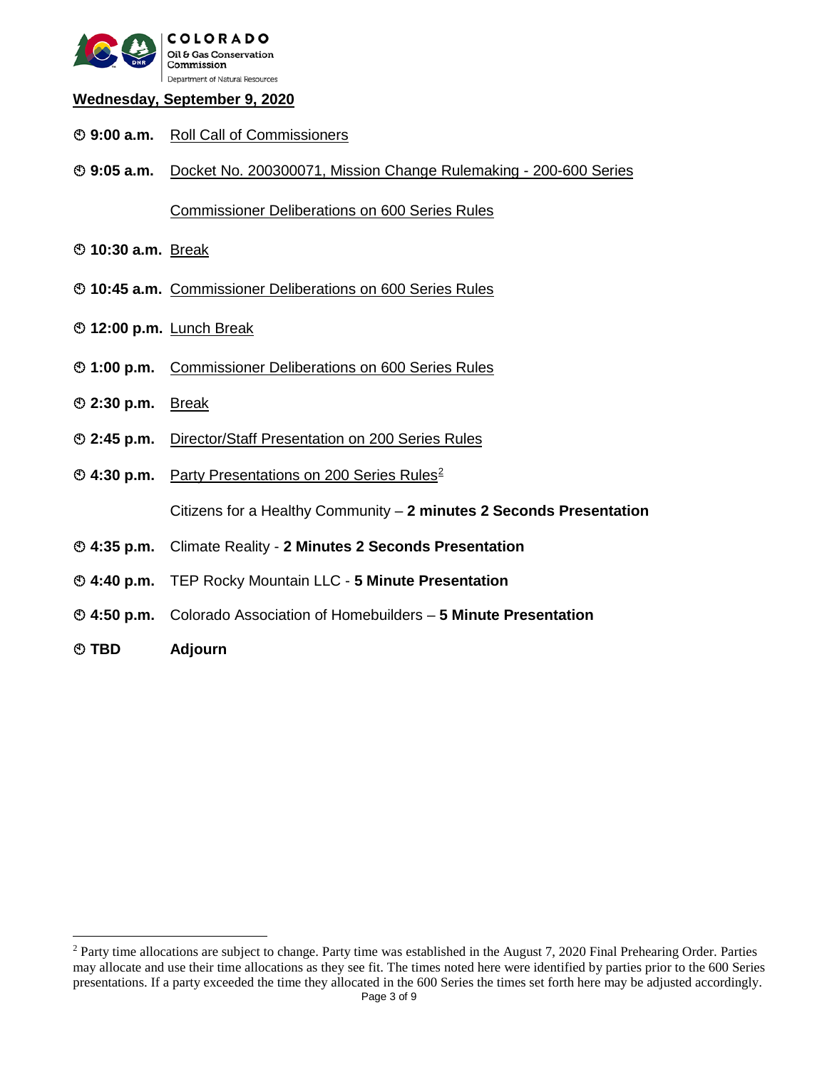**Wednesday, September 9, 2020**

- **9:00 a.m.** Roll Call of Commissioners
- **9:05 a.m.** Docket No. 200300071, Mission Change Rulemaking - 200-600 Series

  Commissioner Deliberations on 600 Series Rules
- **10:30 a.m.** Break
- **10:45 a.m.** Commissioner Deliberations on 600 Series Rules
- **12:00 p.m.** Lunch Break
- **1:00 p.m.** Commissioner Deliberations on 600 Series Rules
- **2:30 p.m.** Break
- **2:45 p.m.** Director/Staff Presentation on 200 Series Rules
- **4:30 p.m.** Party Presentations on 200 Series Rules[2]

  Citizens for a Healthy Community – **2 minutes 2 Seconds Presentation**
- **4:35 p.m.** Climate Reality - **2 Minutes 2 Seconds Presentation**
- **4:40 p.m.** TEP Rocky Mountain LLC - **5 Minute Presentation**
- **4:50 p.m.** Colorado Association of Homebuilders – **5 Minute Presentation**
- **TBD** **Adjourn**

---

[2] Party time allocations are subject to change. Party time was established in the August 7, 2020 Final Prehearing Order. Parties may allocate and use their time allocations as they see fit. The times noted here were identified by parties prior to the 600 Series presentations. If a party exceeded the time they allocated in the 600 Series the times set forth here may be adjusted accordingly.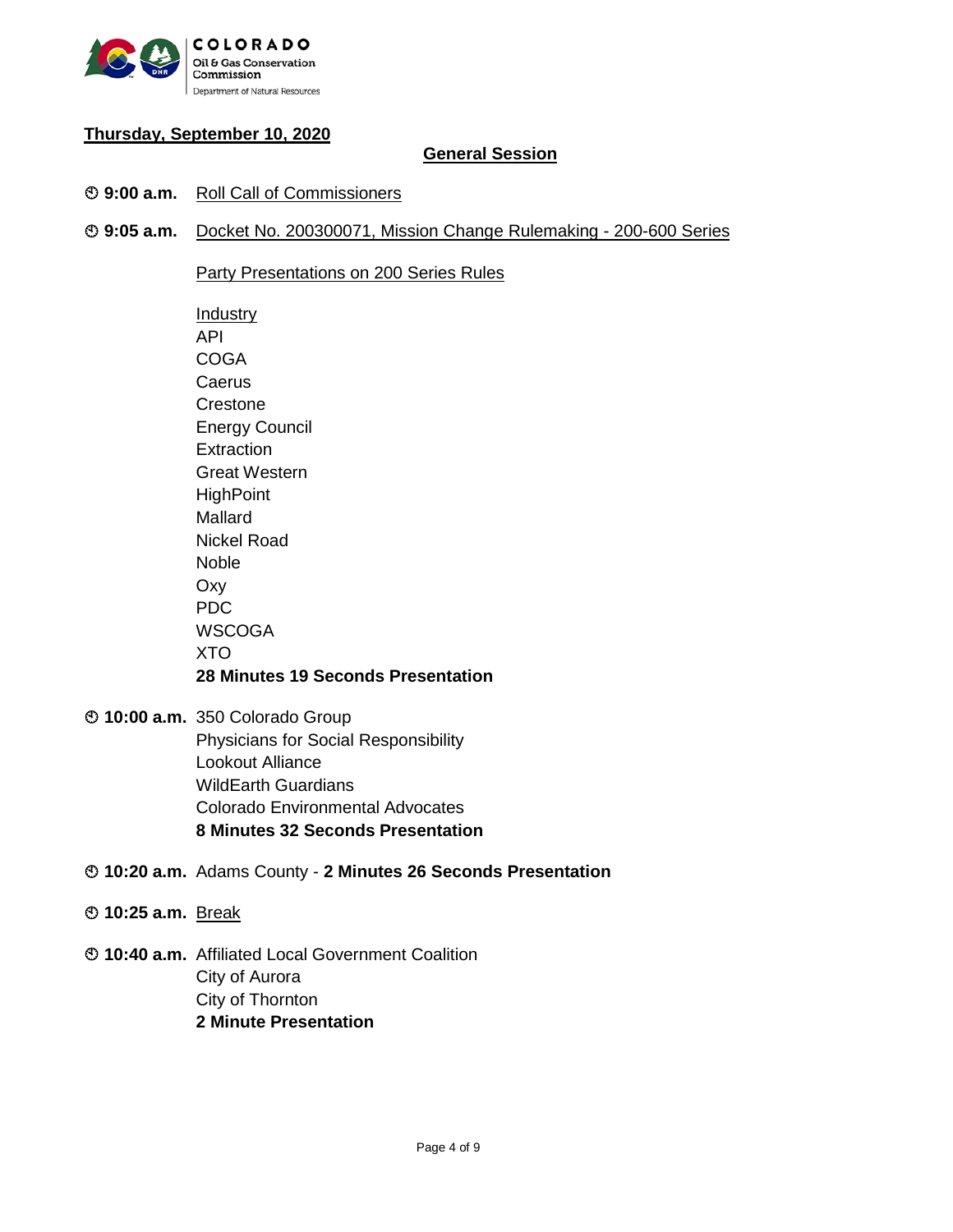**Thursday, September 10, 2020**

## General Session

⏱ **9:00 a.m.** Roll Call of Commissioners

⏱ **9:05 a.m.** Docket No. 200300071, Mission Change Rulemaking - 200-600 Series

Party Presentations on 200 Series Rules

Industry
API
COGA
Caerus
Crestone
Energy Council
Extraction
Great Western
HighPoint
Mallard
Nickel Road
Noble
Oxy
PDC
WSCOGA
XTO
**28 Minutes 19 Seconds Presentation**

⏱ **10:00 a.m.** 350 Colorado Group
Physicians for Social Responsibility
Lookout Alliance
WildEarth Guardians
Colorado Environmental Advocates
**8 Minutes 32 Seconds Presentation**

⏱ **10:20 a.m.** Adams County - **2 Minutes 26 Seconds Presentation**

⏱ **10:25 a.m.** Break

⏱ **10:40 a.m.** Affiliated Local Government Coalition
City of Aurora
City of Thornton
**2 Minute Presentation**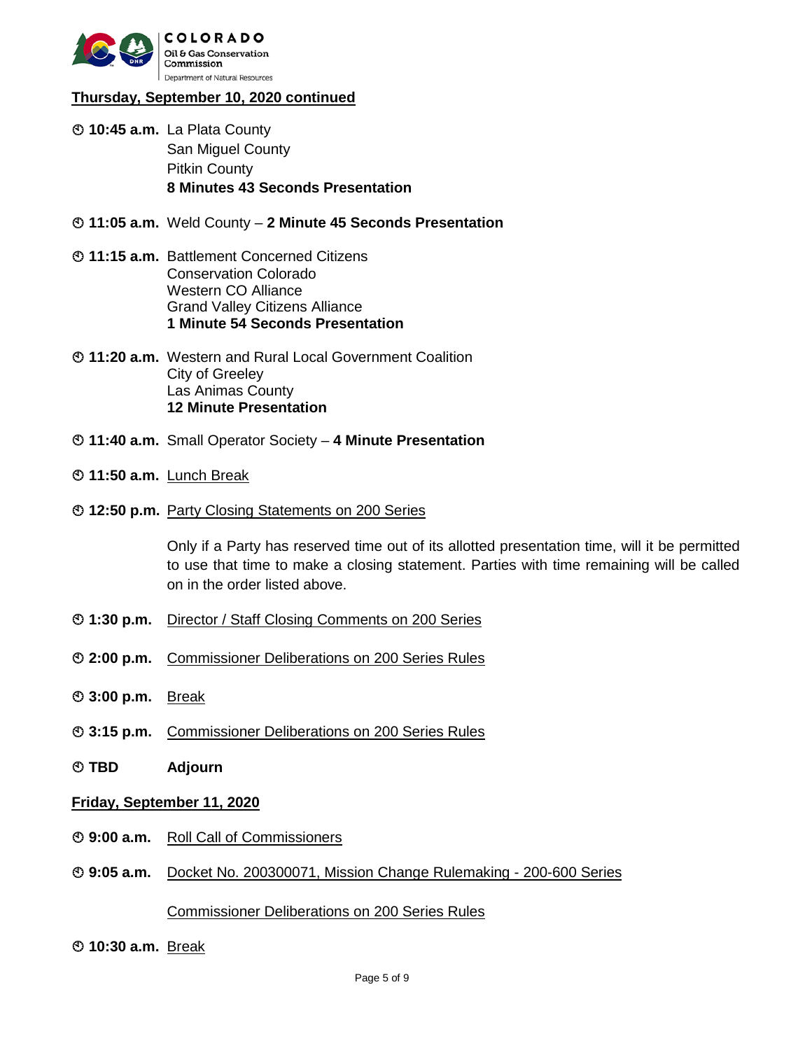**Thursday, September 10, 2020 continued**

⏱ **10:45 a.m.** La Plata County
San Miguel County
Pitkin County
**8 Minutes 43 Seconds Presentation**

⏱ **11:05 a.m.** Weld County – **2 Minute 45 Seconds Presentation**

⏱ **11:15 a.m.** Battlement Concerned Citizens
Conservation Colorado
Western CO Alliance
Grand Valley Citizens Alliance
**1 Minute 54 Seconds Presentation**

⏱ **11:20 a.m.** Western and Rural Local Government Coalition
City of Greeley
Las Animas County
**12 Minute Presentation**

⏱ **11:40 a.m.** Small Operator Society – **4 Minute Presentation**

⏱ **11:50 a.m.** Lunch Break

⏱ **12:50 p.m.** Party Closing Statements on 200 Series

Only if a Party has reserved time out of its allotted presentation time, will it be permitted to use that time to make a closing statement. Parties with time remaining will be called on in the order listed above.

⏱ **1:30 p.m.** Director / Staff Closing Comments on 200 Series

⏱ **2:00 p.m.** Commissioner Deliberations on 200 Series Rules

⏱ **3:00 p.m.** Break

⏱ **3:15 p.m.** Commissioner Deliberations on 200 Series Rules

⏱ **TBD** **Adjourn**

**Friday, September 11, 2020**

⏱ **9:00 a.m.** Roll Call of Commissioners

⏱ **9:05 a.m.** Docket No. 200300071, Mission Change Rulemaking - 200-600 Series

Commissioner Deliberations on 200 Series Rules

⏱ **10:30 a.m.** Break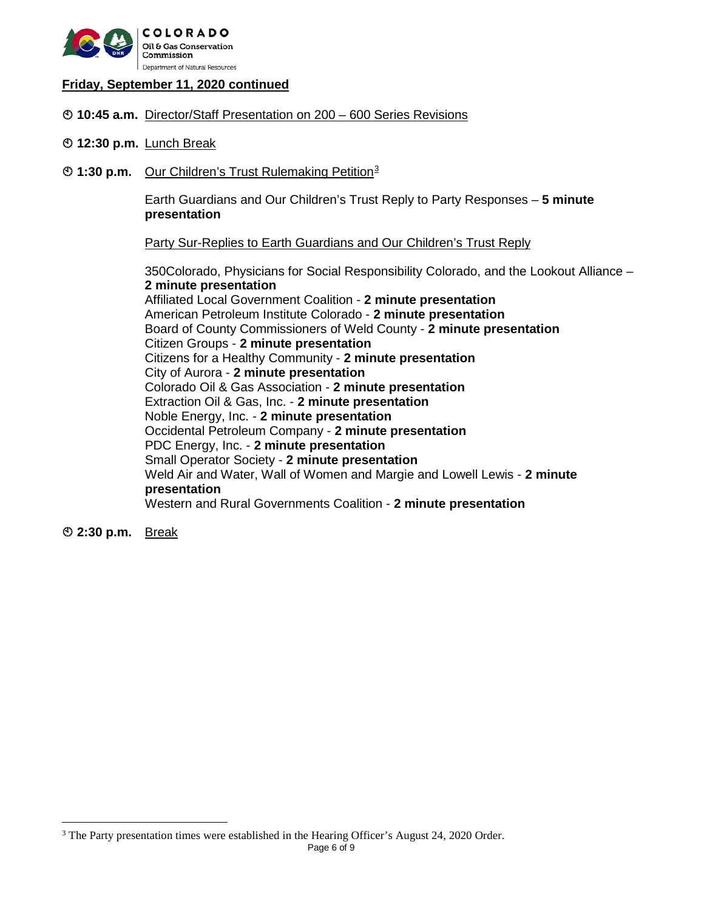**Friday, September 11, 2020 continued**

⏱ **10:45 a.m.** Director/Staff Presentation on 200 – 600 Series Revisions

⏱ **12:30 p.m.** Lunch Break

⏱ **1:30 p.m.** Our Children's Trust Rulemaking Petition[3]

Earth Guardians and Our Children's Trust Reply to Party Responses – **5 minute presentation**

Party Sur-Replies to Earth Guardians and Our Children's Trust Reply

350Colorado, Physicians for Social Responsibility Colorado, and the Lookout Alliance – **2 minute presentation**
Affiliated Local Government Coalition - **2 minute presentation**
American Petroleum Institute Colorado - **2 minute presentation**
Board of County Commissioners of Weld County - **2 minute presentation**
Citizen Groups - **2 minute presentation**
Citizens for a Healthy Community - **2 minute presentation**
City of Aurora - **2 minute presentation**
Colorado Oil & Gas Association - **2 minute presentation**
Extraction Oil & Gas, Inc. - **2 minute presentation**
Noble Energy, Inc. - **2 minute presentation**
Occidental Petroleum Company - **2 minute presentation**
PDC Energy, Inc. - **2 minute presentation**
Small Operator Society - **2 minute presentation**
Weld Air and Water, Wall of Women and Margie and Lowell Lewis - **2 minute presentation**
Western and Rural Governments Coalition - **2 minute presentation**

⏱ **2:30 p.m.** Break

[3] The Party presentation times were established in the Hearing Officer's August 24, 2020 Order.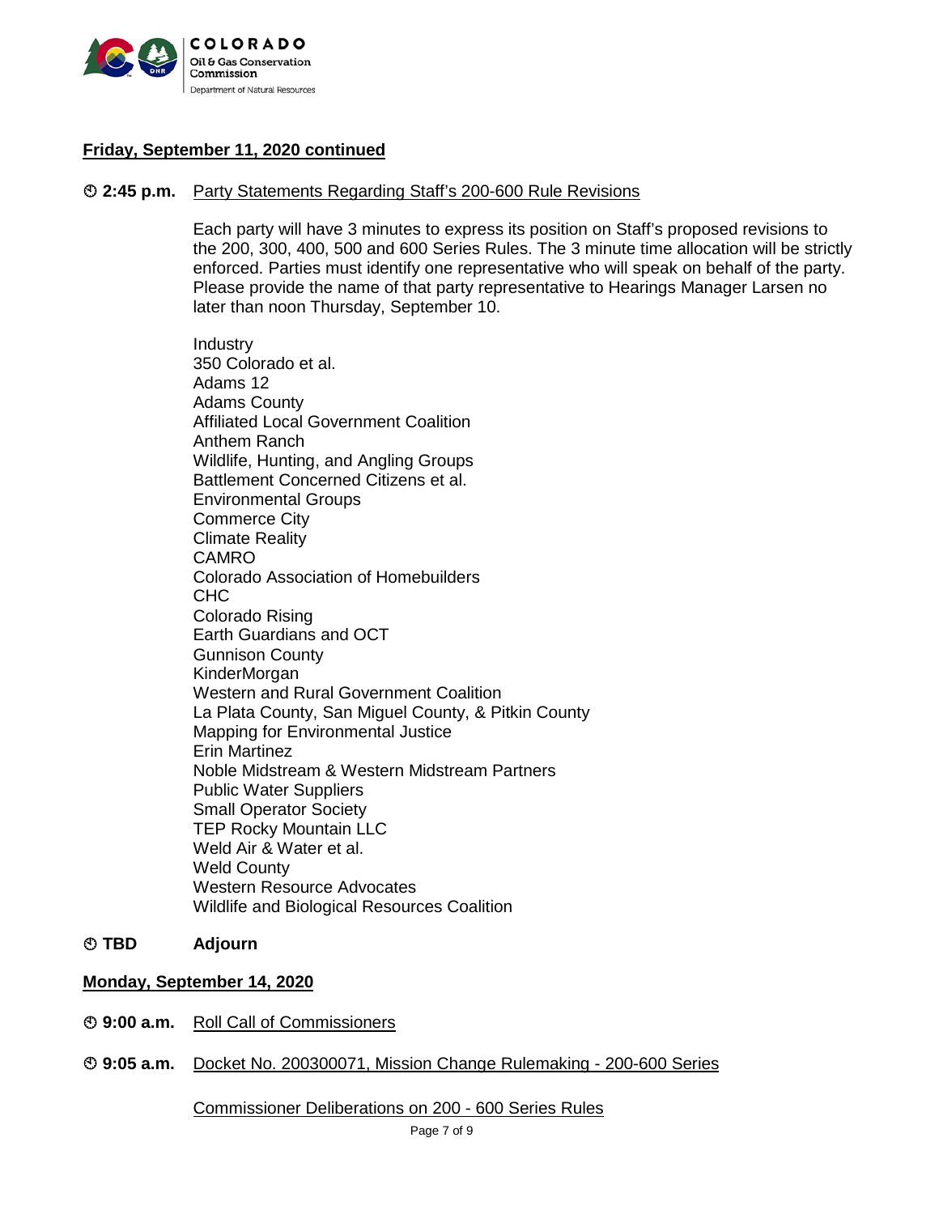**Friday, September 11, 2020 continued**

🕑 **2:45 p.m.** Party Statements Regarding Staff's 200-600 Rule Revisions

Each party will have 3 minutes to express its position on Staff's proposed revisions to the 200, 300, 400, 500 and 600 Series Rules. The 3 minute time allocation will be strictly enforced. Parties must identify one representative who will speak on behalf of the party. Please provide the name of that party representative to Hearings Manager Larsen no later than noon Thursday, September 10.

Industry
350 Colorado et al.
Adams 12
Adams County
Affiliated Local Government Coalition
Anthem Ranch
Wildlife, Hunting, and Angling Groups
Battlement Concerned Citizens et al.
Environmental Groups
Commerce City
Climate Reality
CAMRO
Colorado Association of Homebuilders
CHC
Colorado Rising
Earth Guardians and OCT
Gunnison County
KinderMorgan
Western and Rural Government Coalition
La Plata County, San Miguel County, & Pitkin County
Mapping for Environmental Justice
Erin Martinez
Noble Midstream & Western Midstream Partners
Public Water Suppliers
Small Operator Society
TEP Rocky Mountain LLC
Weld Air & Water et al.
Weld County
Western Resource Advocates
Wildlife and Biological Resources Coalition

🕑 **TBD** **Adjourn**

**Monday, September 14, 2020**

🕑 **9:00 a.m.** Roll Call of Commissioners

🕑 **9:05 a.m.** Docket No. 200300071, Mission Change Rulemaking - 200-600 Series

Commissioner Deliberations on 200 - 600 Series Rules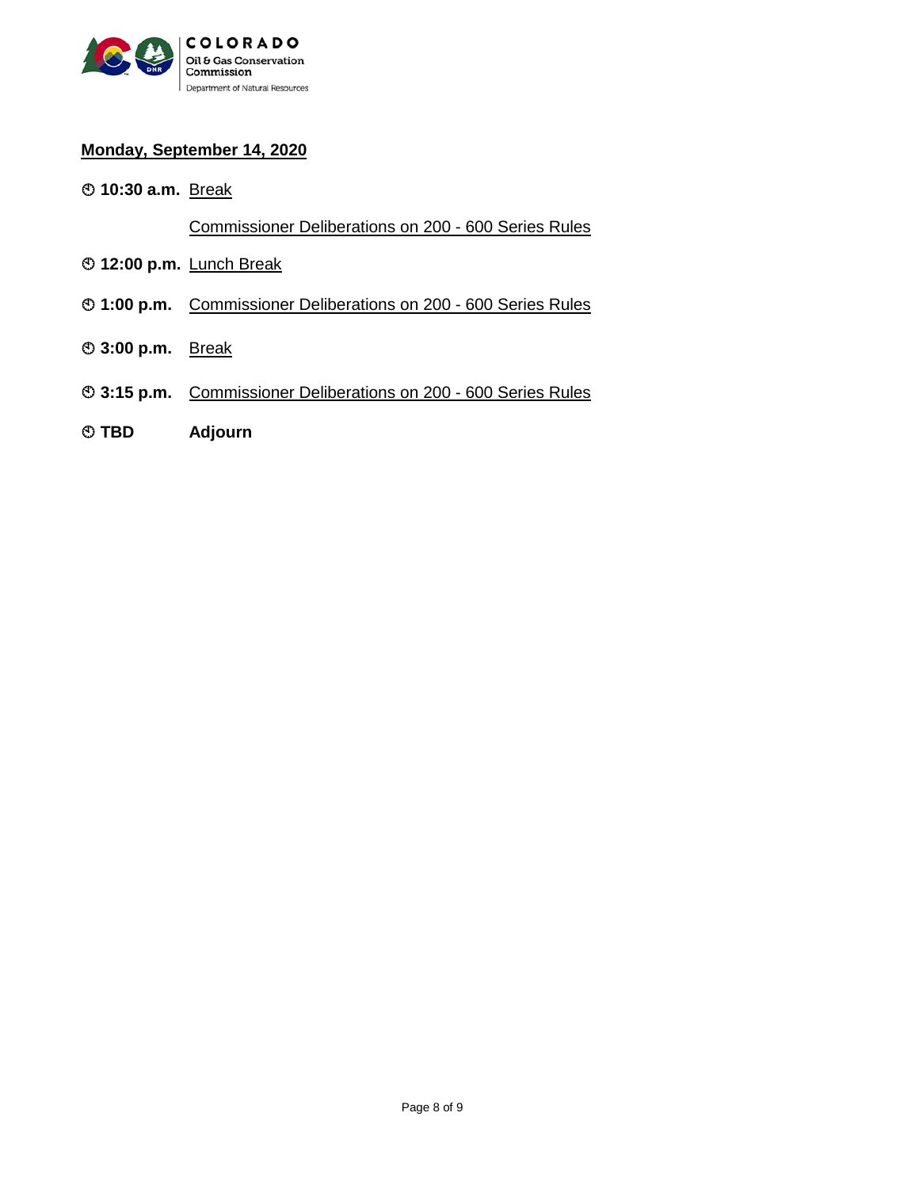**Monday, September 14, 2020**

⏲ **10:30 a.m.** Break

Commissioner Deliberations on 200 - 600 Series Rules

⏲ **12:00 p.m.** Lunch Break

⏲ **1:00 p.m.** Commissioner Deliberations on 200 - 600 Series Rules

⏲ **3:00 p.m.** Break

⏲ **3:15 p.m.** Commissioner Deliberations on 200 - 600 Series Rules

⏲ **TBD** **Adjourn**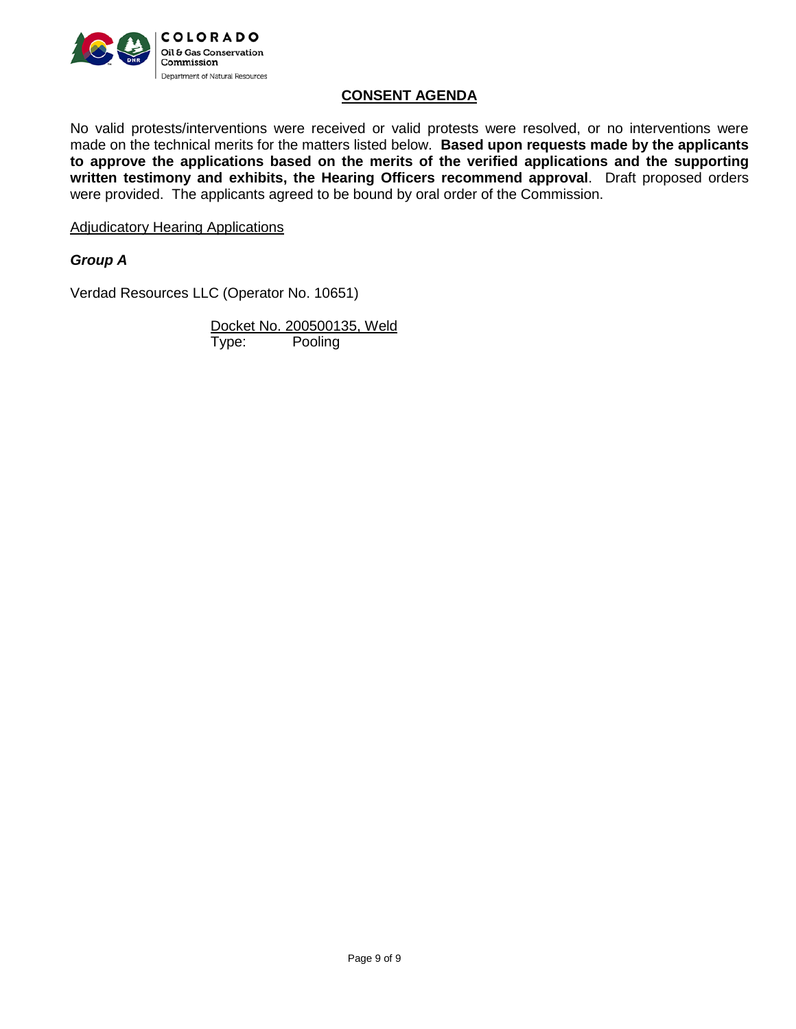## CONSENT AGENDA

No valid protests/interventions were received or valid protests were resolved, or no interventions were made on the technical merits for the matters listed below. **Based upon requests made by the applicants to approve the applications based on the merits of the verified applications and the supporting written testimony and exhibits, the Hearing Officers recommend approval**. Draft proposed orders were provided. The applicants agreed to be bound by oral order of the Commission.

Adjudicatory Hearing Applications

***Group A***

Verdad Resources LLC (Operator No. 10651)

Docket No. 200500135, Weld
Type: Pooling